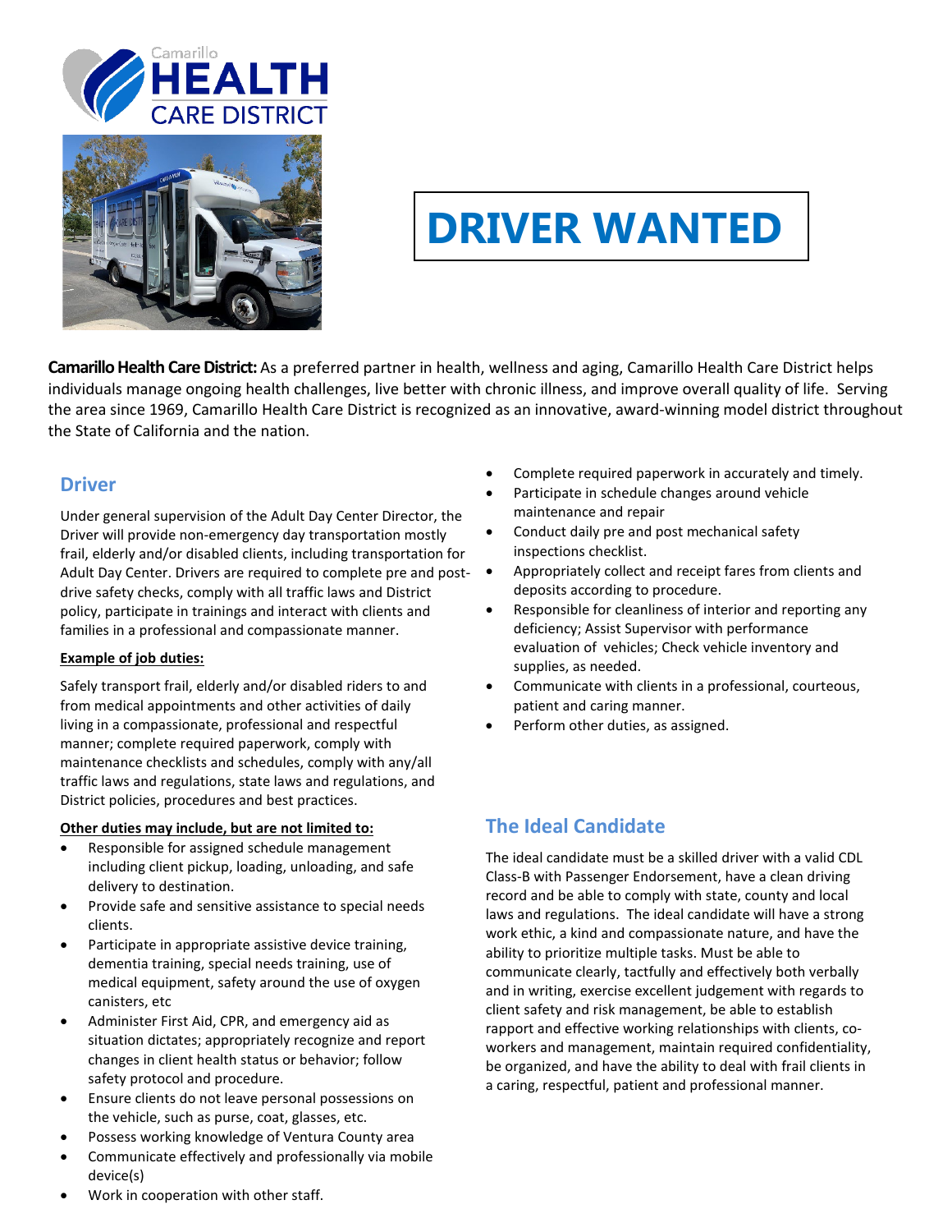# DRIVER WANTED

**Camarillo Health Care District:** As a preferred partner in health, wellness and aging, Camarillo Health Care District helps individuals manage ongoing health challenges, live better with chronic illness, and improve overall quality of life. Serving the area since 1969, Camarillo Health Care District is recognized as an innovative, award-winning model district throughout the State of California and the nation.

## Driver

Under general supervision of the Adult Day Center Director, the Driver will provide non-emergency day transportation mostly frail, elderly and/or disabled clients, including transportation for Adult Day Center. Drivers are required to complete pre and post-drive safety checks, comply with all traffic laws and District policy, participate in trainings and interact with clients and families in a professional and compassionate manner.

**Example of job duties:**

Safely transport frail, elderly and/or disabled riders to and from medical appointments and other activities of daily living in a compassionate, professional and respectful manner; complete required paperwork, comply with maintenance checklists and schedules, comply with any/all traffic laws and regulations, state laws and regulations, and District policies, procedures and best practices.

**Other duties may include, but are not limited to:**

- Responsible for assigned schedule management including client pickup, loading, unloading, and safe delivery to destination.
- Provide safe and sensitive assistance to special needs clients.
- Participate in appropriate assistive device training, dementia training, special needs training, use of medical equipment, safety around the use of oxygen canisters, etc
- Administer First Aid, CPR, and emergency aid as situation dictates; appropriately recognize and report changes in client health status or behavior; follow safety protocol and procedure.
- Ensure clients do not leave personal possessions on the vehicle, such as purse, coat, glasses, etc.
- Possess working knowledge of Ventura County area
- Communicate effectively and professionally via mobile device(s)
- Work in cooperation with other staff.
- Complete required paperwork in accurately and timely.
- Participate in schedule changes around vehicle maintenance and repair
- Conduct daily pre and post mechanical safety inspections checklist.
- Appropriately collect and receipt fares from clients and deposits according to procedure.
- Responsible for cleanliness of interior and reporting any deficiency; Assist Supervisor with performance evaluation of vehicles; Check vehicle inventory and supplies, as needed.
- Communicate with clients in a professional, courteous, patient and caring manner.
- Perform other duties, as assigned.

## The Ideal Candidate

The ideal candidate must be a skilled driver with a valid CDL Class-B with Passenger Endorsement, have a clean driving record and be able to comply with state, county and local laws and regulations. The ideal candidate will have a strong work ethic, a kind and compassionate nature, and have the ability to prioritize multiple tasks. Must be able to communicate clearly, tactfully and effectively both verbally and in writing, exercise excellent judgement with regards to client safety and risk management, be able to establish rapport and effective working relationships with clients, co-workers and management, maintain required confidentiality, be organized, and have the ability to deal with frail clients in a caring, respectful, patient and professional manner.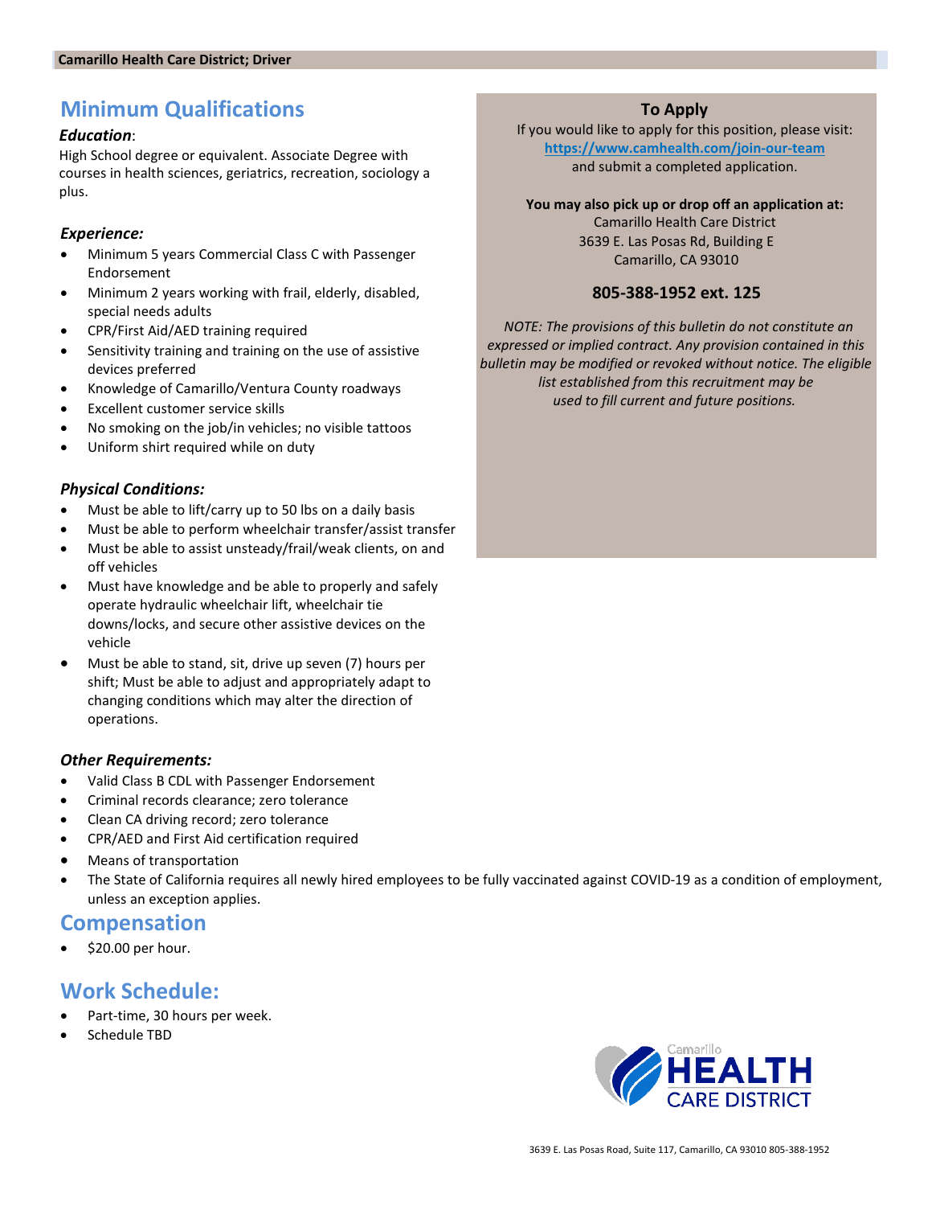## Minimum Qualifications

***Education***:
High School degree or equivalent. Associate Degree with courses in health sciences, geriatrics, recreation, sociology a plus.

***Experience:***

- Minimum 5 years Commercial Class C with Passenger Endorsement
- Minimum 2 years working with frail, elderly, disabled, special needs adults
- CPR/First Aid/AED training required
- Sensitivity training and training on the use of assistive devices preferred
- Knowledge of Camarillo/Ventura County roadways
- Excellent customer service skills
- No smoking on the job/in vehicles; no visible tattoos
- Uniform shirt required while on duty

***Physical Conditions:***

- Must be able to lift/carry up to 50 lbs on a daily basis
- Must be able to perform wheelchair transfer/assist transfer
- Must be able to assist unsteady/frail/weak clients, on and off vehicles
- Must have knowledge and be able to properly and safely operate hydraulic wheelchair lift, wheelchair tie downs/locks, and secure other assistive devices on the vehicle
- Must be able to stand, sit, drive up seven (7) hours per shift; Must be able to adjust and appropriately adapt to changing conditions which may alter the direction of operations.

***Other Requirements:***

- Valid Class B CDL with Passenger Endorsement
- Criminal records clearance; zero tolerance
- Clean CA driving record; zero tolerance
- CPR/AED and First Aid certification required
- Means of transportation
- The State of California requires all newly hired employees to be fully vaccinated against COVID-19 as a condition of employment, unless an exception applies.

## Compensation

- $20.00 per hour.

## Work Schedule:

- Part-time, 30 hours per week.
- Schedule TBD

**To Apply**

If you would like to apply for this position, please visit:
**https://www.camhealth.com/join-our-team**
and submit a completed application.

**You may also pick up or drop off an application at:**
Camarillo Health Care District
3639 E. Las Posas Rd, Building E
Camarillo, CA 93010

**805-388-1952 ext. 125**

*NOTE: The provisions of this bulletin do not constitute an expressed or implied contract. Any provision contained in this bulletin may be modified or revoked without notice. The eligible list established from this recruitment may be used to fill current and future positions.*

Camarillo HEALTH CARE DISTRICT

3639 E. Las Posas Road, Suite 117, Camarillo, CA 93010 805-388-1952